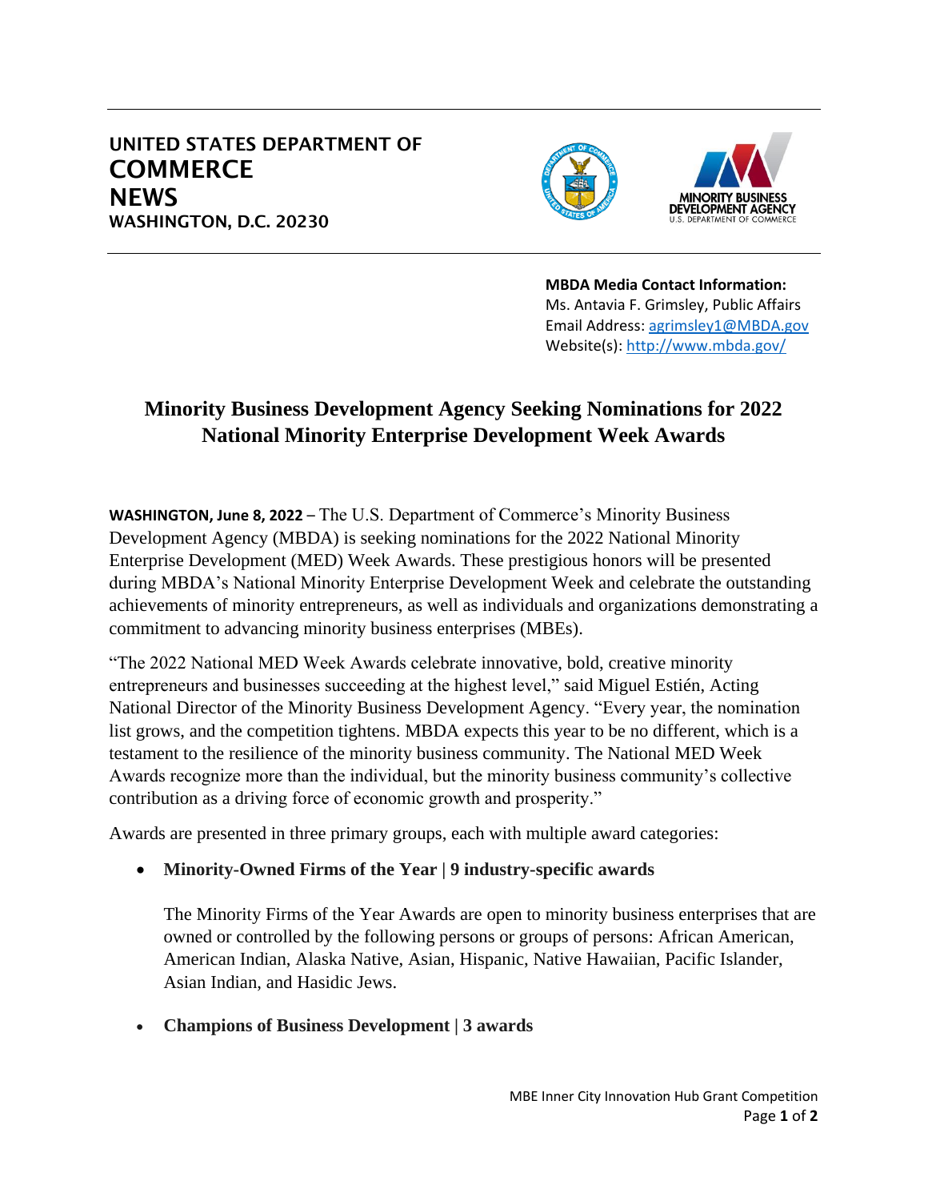# UNITED STATES DEPARTMENT OF COMMERCE NEWS

WASHINGTON, D.C. 20230

**MBDA Media Contact Information:**
Ms. Antavia F. Grimsley, Public Affairs
Email Address: agrimsley1@MBDA.gov
Website(s): http://www.mbda.gov/

## Minority Business Development Agency Seeking Nominations for 2022 National Minority Enterprise Development Week Awards

**WASHINGTON, June 8, 2022 –** The U.S. Department of Commerce's Minority Business Development Agency (MBDA) is seeking nominations for the 2022 National Minority Enterprise Development (MED) Week Awards. These prestigious honors will be presented during MBDA's National Minority Enterprise Development Week and celebrate the outstanding achievements of minority entrepreneurs, as well as individuals and organizations demonstrating a commitment to advancing minority business enterprises (MBEs).

"The 2022 National MED Week Awards celebrate innovative, bold, creative minority entrepreneurs and businesses succeeding at the highest level," said Miguel Estién, Acting National Director of the Minority Business Development Agency. "Every year, the nomination list grows, and the competition tightens. MBDA expects this year to be no different, which is a testament to the resilience of the minority business community. The National MED Week Awards recognize more than the individual, but the minority business community's collective contribution as a driving force of economic growth and prosperity."

Awards are presented in three primary groups, each with multiple award categories:

- **Minority-Owned Firms of the Year | 9 industry-specific awards**

  The Minority Firms of the Year Awards are open to minority business enterprises that are owned or controlled by the following persons or groups of persons: African American, American Indian, Alaska Native, Asian, Hispanic, Native Hawaiian, Pacific Islander, Asian Indian, and Hasidic Jews.

- **Champions of Business Development | 3 awards**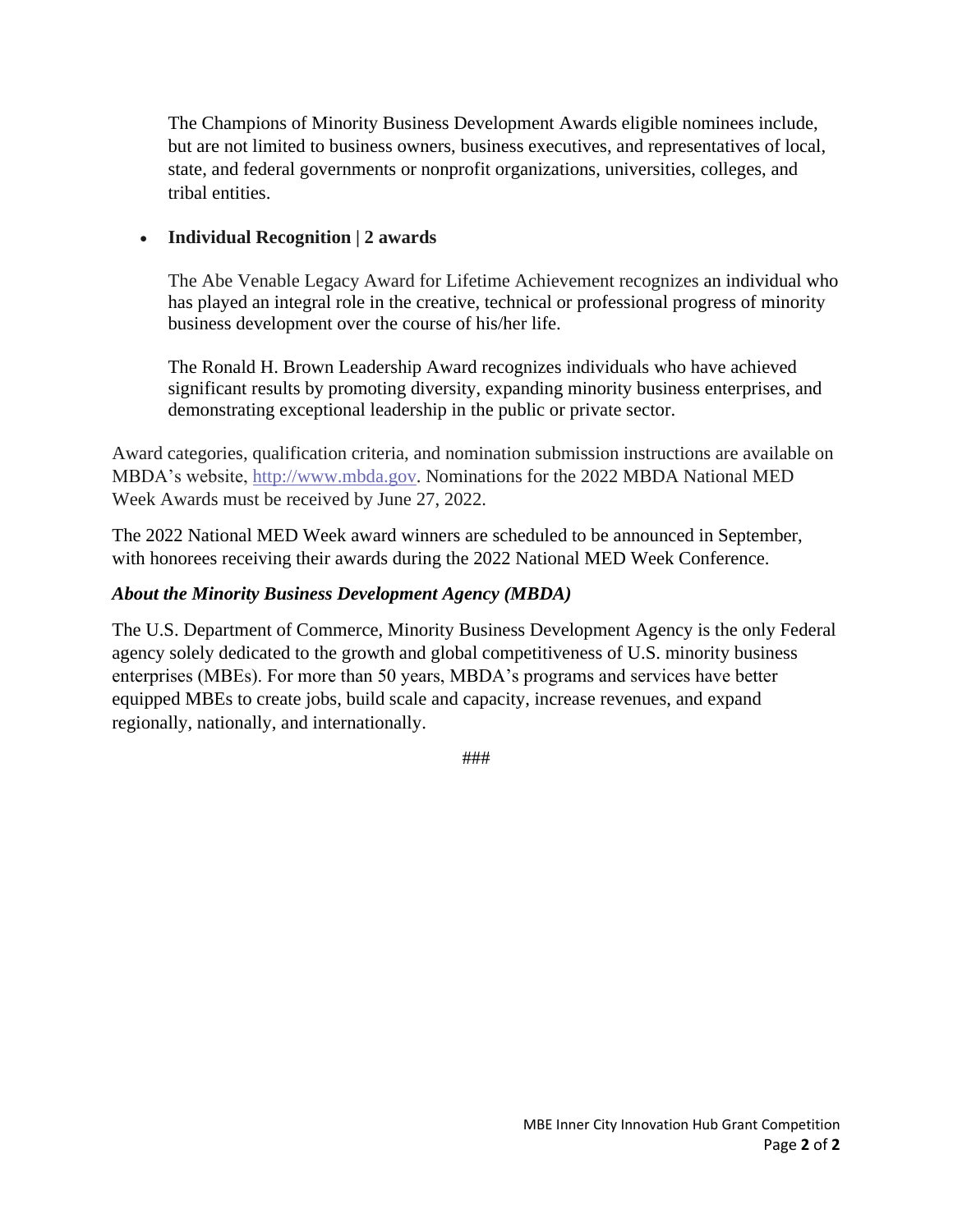The Champions of Minority Business Development Awards eligible nominees include, but are not limited to business owners, business executives, and representatives of local, state, and federal governments or nonprofit organizations, universities, colleges, and tribal entities.

- **Individual Recognition | 2 awards**

  The Abe Venable Legacy Award for Lifetime Achievement recognizes an individual who has played an integral role in the creative, technical or professional progress of minority business development over the course of his/her life.

  The Ronald H. Brown Leadership Award recognizes individuals who have achieved significant results by promoting diversity, expanding minority business enterprises, and demonstrating exceptional leadership in the public or private sector.

Award categories, qualification criteria, and nomination submission instructions are available on MBDA's website, http://www.mbda.gov. Nominations for the 2022 MBDA National MED Week Awards must be received by June 27, 2022.

The 2022 National MED Week award winners are scheduled to be announced in September, with honorees receiving their awards during the 2022 National MED Week Conference.

***About the Minority Business Development Agency (MBDA)***

The U.S. Department of Commerce, Minority Business Development Agency is the only Federal agency solely dedicated to the growth and global competitiveness of U.S. minority business enterprises (MBEs). For more than 50 years, MBDA's programs and services have better equipped MBEs to create jobs, build scale and capacity, increase revenues, and expand regionally, nationally, and internationally.

###